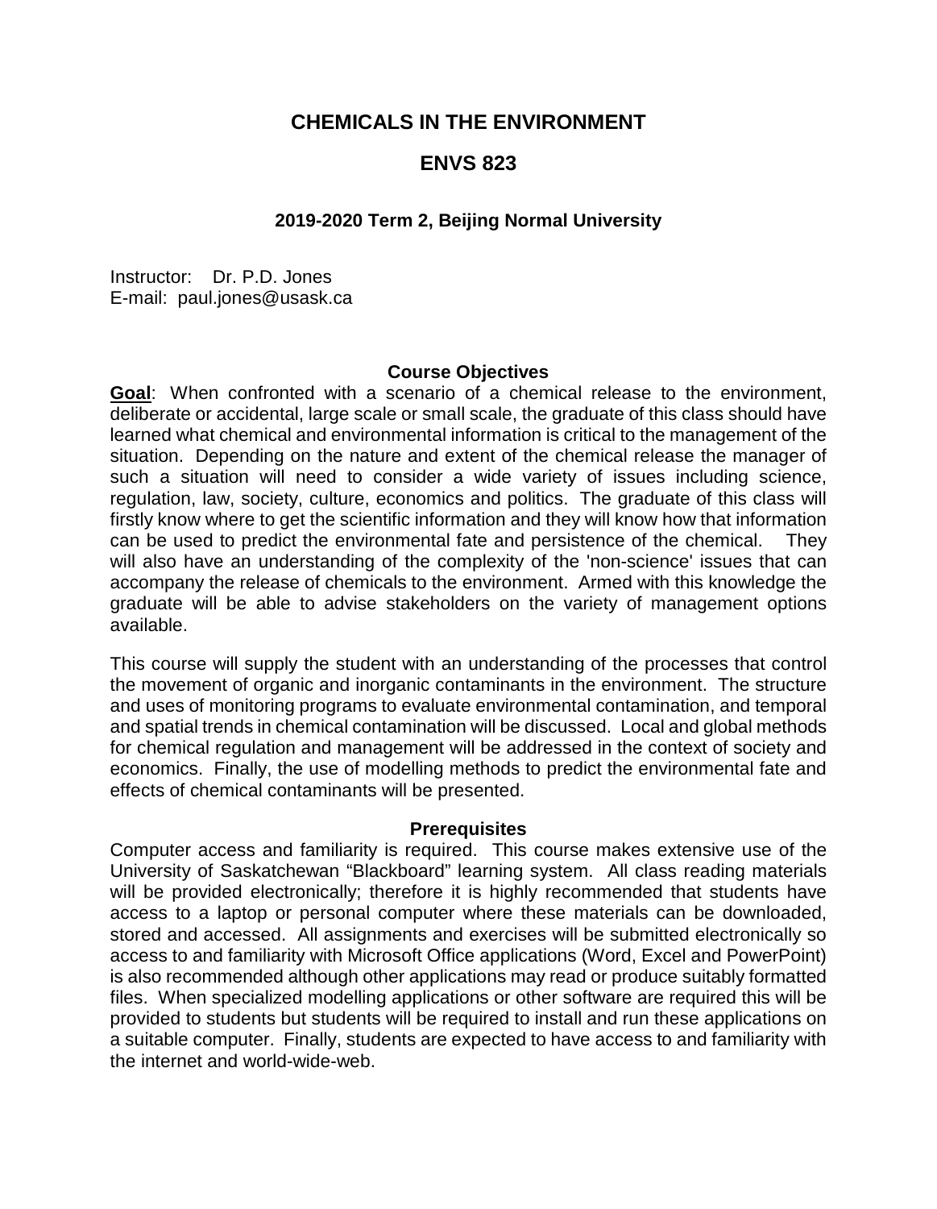# CHEMICALS IN THE ENVIRONMENT

# ENVS 823

### 2019-2020 Term 2, Beijing Normal University

Instructor: Dr. P.D. Jones
E-mail: paul.jones@usask.ca

## Course Objectives

**Goal**: When confronted with a scenario of a chemical release to the environment, deliberate or accidental, large scale or small scale, the graduate of this class should have learned what chemical and environmental information is critical to the management of the situation. Depending on the nature and extent of the chemical release the manager of such a situation will need to consider a wide variety of issues including science, regulation, law, society, culture, economics and politics. The graduate of this class will firstly know where to get the scientific information and they will know how that information can be used to predict the environmental fate and persistence of the chemical. They will also have an understanding of the complexity of the 'non-science' issues that can accompany the release of chemicals to the environment. Armed with this knowledge the graduate will be able to advise stakeholders on the variety of management options available.

This course will supply the student with an understanding of the processes that control the movement of organic and inorganic contaminants in the environment. The structure and uses of monitoring programs to evaluate environmental contamination, and temporal and spatial trends in chemical contamination will be discussed. Local and global methods for chemical regulation and management will be addressed in the context of society and economics. Finally, the use of modelling methods to predict the environmental fate and effects of chemical contaminants will be presented.

## Prerequisites

Computer access and familiarity is required. This course makes extensive use of the University of Saskatchewan "Blackboard" learning system. All class reading materials will be provided electronically; therefore it is highly recommended that students have access to a laptop or personal computer where these materials can be downloaded, stored and accessed. All assignments and exercises will be submitted electronically so access to and familiarity with Microsoft Office applications (Word, Excel and PowerPoint) is also recommended although other applications may read or produce suitably formatted files. When specialized modelling applications or other software are required this will be provided to students but students will be required to install and run these applications on a suitable computer. Finally, students are expected to have access to and familiarity with the internet and world-wide-web.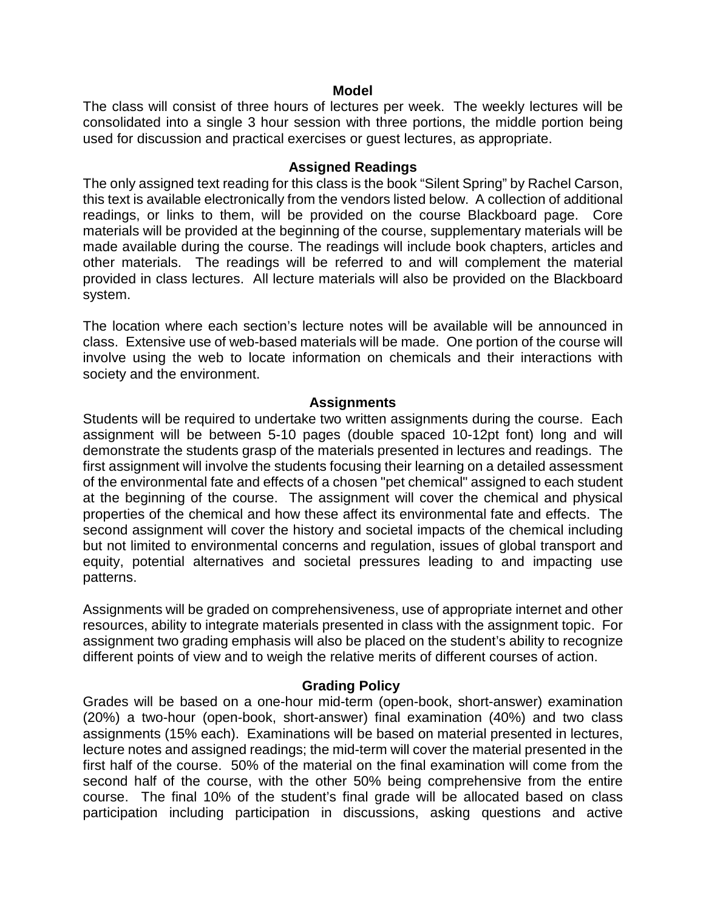## Model

The class will consist of three hours of lectures per week. The weekly lectures will be consolidated into a single 3 hour session with three portions, the middle portion being used for discussion and practical exercises or guest lectures, as appropriate.

## Assigned Readings

The only assigned text reading for this class is the book "Silent Spring" by Rachel Carson, this text is available electronically from the vendors listed below. A collection of additional readings, or links to them, will be provided on the course Blackboard page. Core materials will be provided at the beginning of the course, supplementary materials will be made available during the course. The readings will include book chapters, articles and other materials. The readings will be referred to and will complement the material provided in class lectures. All lecture materials will also be provided on the Blackboard system.

The location where each section's lecture notes will be available will be announced in class. Extensive use of web-based materials will be made. One portion of the course will involve using the web to locate information on chemicals and their interactions with society and the environment.

## Assignments

Students will be required to undertake two written assignments during the course. Each assignment will be between 5-10 pages (double spaced 10-12pt font) long and will demonstrate the students grasp of the materials presented in lectures and readings. The first assignment will involve the students focusing their learning on a detailed assessment of the environmental fate and effects of a chosen "pet chemical" assigned to each student at the beginning of the course. The assignment will cover the chemical and physical properties of the chemical and how these affect its environmental fate and effects. The second assignment will cover the history and societal impacts of the chemical including but not limited to environmental concerns and regulation, issues of global transport and equity, potential alternatives and societal pressures leading to and impacting use patterns.

Assignments will be graded on comprehensiveness, use of appropriate internet and other resources, ability to integrate materials presented in class with the assignment topic. For assignment two grading emphasis will also be placed on the student's ability to recognize different points of view and to weigh the relative merits of different courses of action.

## Grading Policy

Grades will be based on a one-hour mid-term (open-book, short-answer) examination (20%) a two-hour (open-book, short-answer) final examination (40%) and two class assignments (15% each). Examinations will be based on material presented in lectures, lecture notes and assigned readings; the mid-term will cover the material presented in the first half of the course. 50% of the material on the final examination will come from the second half of the course, with the other 50% being comprehensive from the entire course. The final 10% of the student's final grade will be allocated based on class participation including participation in discussions, asking questions and active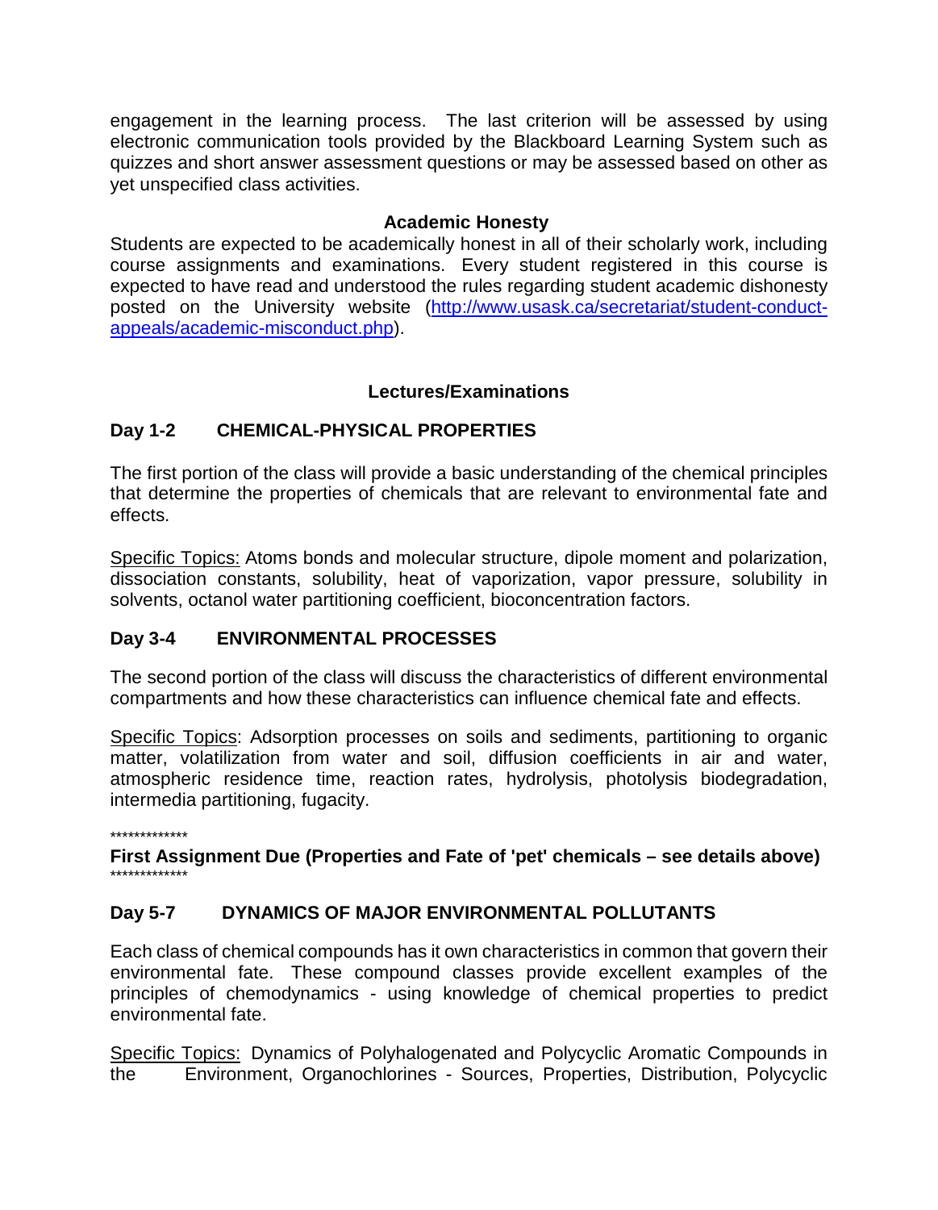engagement in the learning process. The last criterion will be assessed by using electronic communication tools provided by the Blackboard Learning System such as quizzes and short answer assessment questions or may be assessed based on other as yet unspecified class activities.

## Academic Honesty

Students are expected to be academically honest in all of their scholarly work, including course assignments and examinations. Every student registered in this course is expected to have read and understood the rules regarding student academic dishonesty posted on the University website (http://www.usask.ca/secretariat/student-conduct-appeals/academic-misconduct.php).

## Lectures/Examinations

### Day 1-2 CHEMICAL-PHYSICAL PROPERTIES

The first portion of the class will provide a basic understanding of the chemical principles that determine the properties of chemicals that are relevant to environmental fate and effects.

Specific Topics: Atoms bonds and molecular structure, dipole moment and polarization, dissociation constants, solubility, heat of vaporization, vapor pressure, solubility in solvents, octanol water partitioning coefficient, bioconcentration factors.

### Day 3-4 ENVIRONMENTAL PROCESSES

The second portion of the class will discuss the characteristics of different environmental compartments and how these characteristics can influence chemical fate and effects.

Specific Topics: Adsorption processes on soils and sediments, partitioning to organic matter, volatilization from water and soil, diffusion coefficients in air and water, atmospheric residence time, reaction rates, hydrolysis, photolysis biodegradation, intermedia partitioning, fugacity.

*************

**First Assignment Due (Properties and Fate of 'pet' chemicals – see details above)**

*************

### Day 5-7 DYNAMICS OF MAJOR ENVIRONMENTAL POLLUTANTS

Each class of chemical compounds has it own characteristics in common that govern their environmental fate. These compound classes provide excellent examples of the principles of chemodynamics - using knowledge of chemical properties to predict environmental fate.

Specific Topics: Dynamics of Polyhalogenated and Polycyclic Aromatic Compounds in the Environment, Organochlorines - Sources, Properties, Distribution, Polycyclic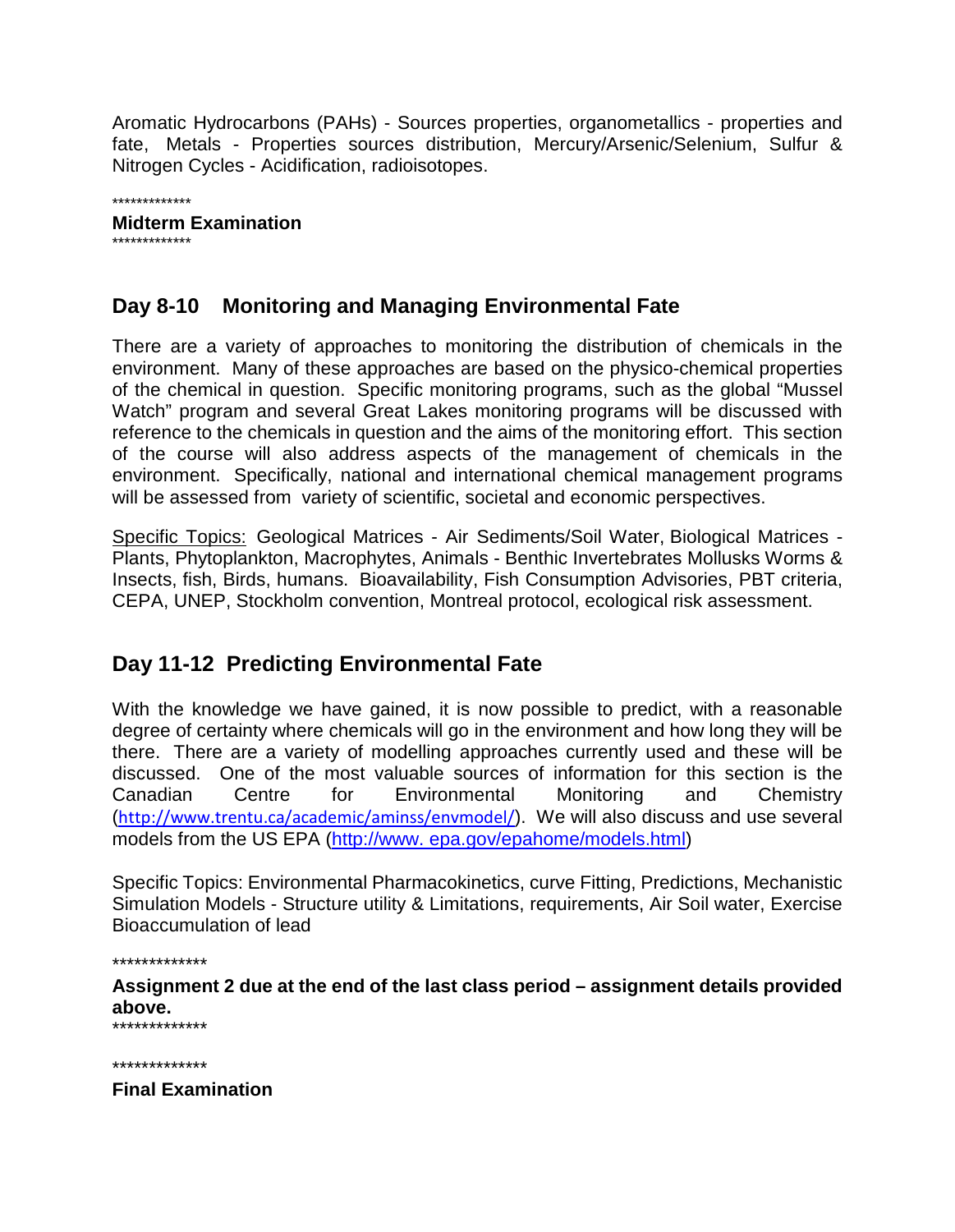Aromatic Hydrocarbons (PAHs) - Sources properties, organometallics - properties and fate, Metals - Properties sources distribution, Mercury/Arsenic/Selenium, Sulfur & Nitrogen Cycles - Acidification, radioisotopes.

*************
**Midterm Examination**
*************

## Day 8-10 Monitoring and Managing Environmental Fate

There are a variety of approaches to monitoring the distribution of chemicals in the environment. Many of these approaches are based on the physico-chemical properties of the chemical in question. Specific monitoring programs, such as the global "Mussel Watch" program and several Great Lakes monitoring programs will be discussed with reference to the chemicals in question and the aims of the monitoring effort. This section of the course will also address aspects of the management of chemicals in the environment. Specifically, national and international chemical management programs will be assessed from variety of scientific, societal and economic perspectives.

Specific Topics: Geological Matrices - Air Sediments/Soil Water, Biological Matrices - Plants, Phytoplankton, Macrophytes, Animals - Benthic Invertebrates Mollusks Worms & Insects, fish, Birds, humans. Bioavailability, Fish Consumption Advisories, PBT criteria, CEPA, UNEP, Stockholm convention, Montreal protocol, ecological risk assessment.

## Day 11-12 Predicting Environmental Fate

With the knowledge we have gained, it is now possible to predict, with a reasonable degree of certainty where chemicals will go in the environment and how long they will be there. There are a variety of modelling approaches currently used and these will be discussed. One of the most valuable sources of information for this section is the Canadian Centre for Environmental Monitoring and Chemistry (http://www.trentu.ca/academic/aminss/envmodel/). We will also discuss and use several models from the US EPA (http://www. epa.gov/epahome/models.html)

Specific Topics: Environmental Pharmacokinetics, curve Fitting, Predictions, Mechanistic Simulation Models - Structure utility & Limitations, requirements, Air Soil water, Exercise Bioaccumulation of lead

*************
**Assignment 2 due at the end of the last class period – assignment details provided above.**
*************

*************
**Final Examination**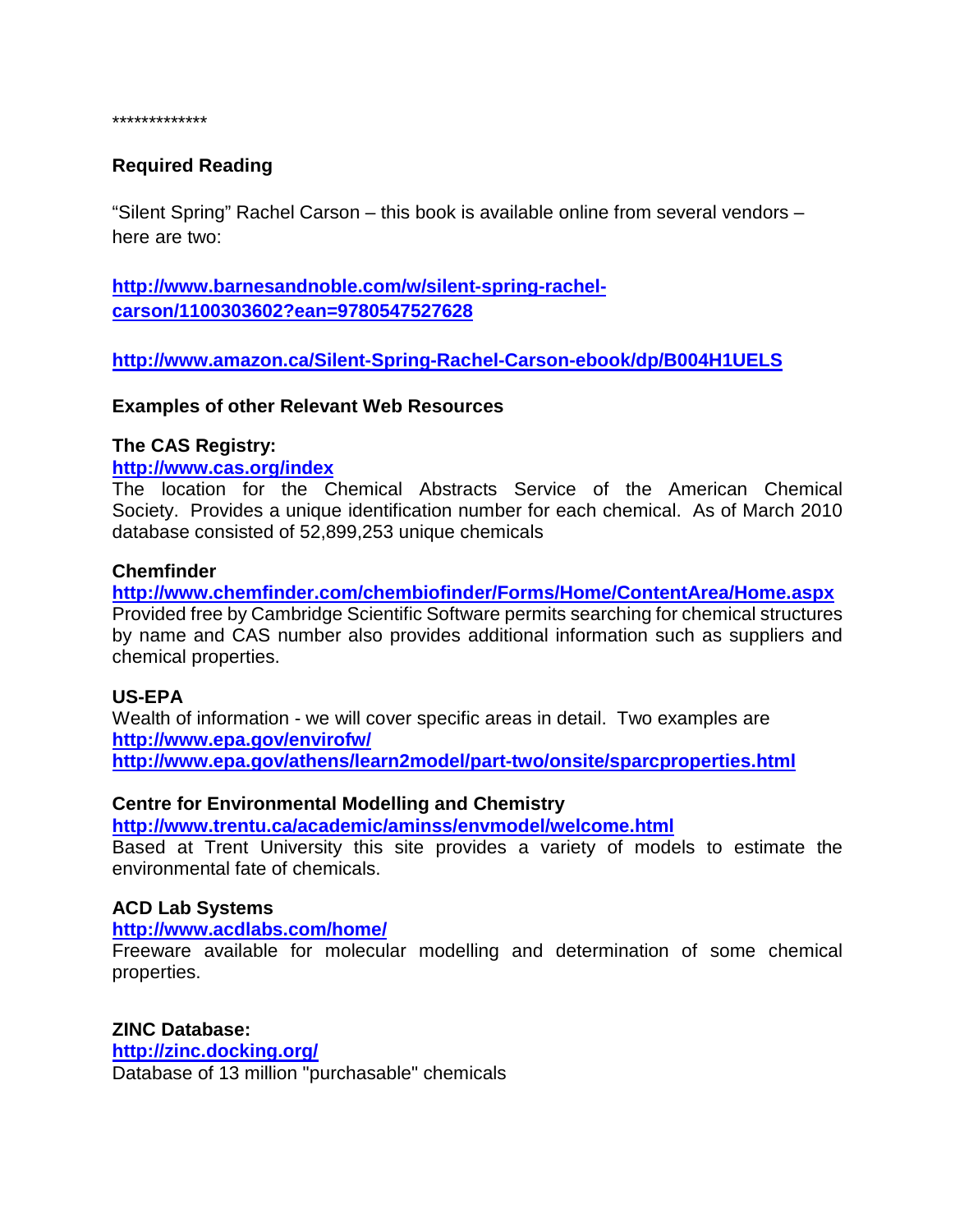*************

**Required Reading**

“Silent Spring” Rachel Carson – this book is available online from several vendors – here are two:

**[http://www.barnesandnoble.com/w/silent-spring-rachel-carson/1100303602?ean=9780547527628](http://www.barnesandnoble.com/w/silent-spring-rachel-carson/1100303602?ean=9780547527628)**

**[http://www.amazon.ca/Silent-Spring-Rachel-Carson-ebook/dp/B004H1UELS](http://www.amazon.ca/Silent-Spring-Rachel-Carson-ebook/dp/B004H1UELS)**

**Examples of other Relevant Web Resources**

**The CAS Registry:**
**[http://www.cas.org/index](http://www.cas.org/index)**
The location for the Chemical Abstracts Service of the American Chemical Society. Provides a unique identification number for each chemical. As of March 2010 database consisted of 52,899,253 unique chemicals

**Chemfinder**
**[http://www.chemfinder.com/chembiofinder/Forms/Home/ContentArea/Home.aspx](http://www.chemfinder.com/chembiofinder/Forms/Home/ContentArea/Home.aspx)**
Provided free by Cambridge Scientific Software permits searching for chemical structures by name and CAS number also provides additional information such as suppliers and chemical properties.

**US-EPA**
Wealth of information - we will cover specific areas in detail. Two examples are
**[http://www.epa.gov/envirofw/](http://www.epa.gov/envirofw/)**
**[http://www.epa.gov/athens/learn2model/part-two/onsite/sparcproperties.html](http://www.epa.gov/athens/learn2model/part-two/onsite/sparcproperties.html)**

**Centre for Environmental Modelling and Chemistry**
**[http://www.trentu.ca/academic/aminss/envmodel/welcome.html](http://www.trentu.ca/academic/aminss/envmodel/welcome.html)**
Based at Trent University this site provides a variety of models to estimate the environmental fate of chemicals.

**ACD Lab Systems**
**[http://www.acdlabs.com/home/](http://www.acdlabs.com/home/)**
Freeware available for molecular modelling and determination of some chemical properties.

**ZINC Database:**
**[http://zinc.docking.org/](http://zinc.docking.org/)**
Database of 13 million "purchasable" chemicals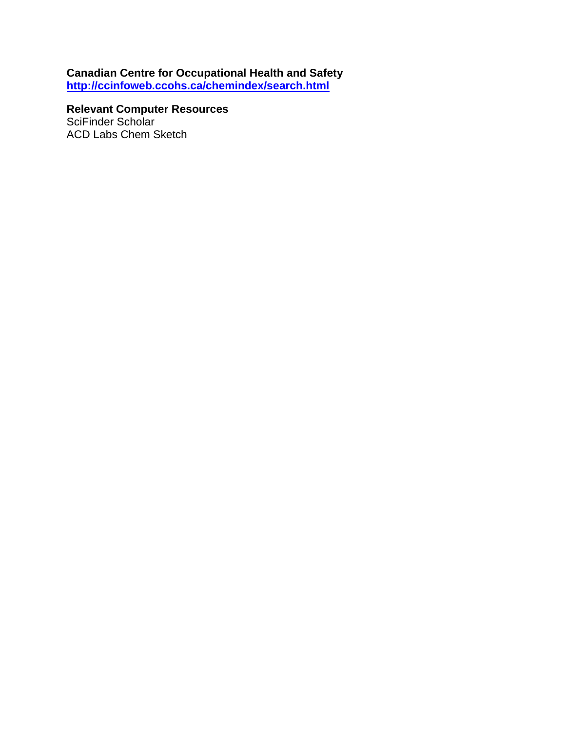**Canadian Centre for Occupational Health and Safety**
**http://ccinfoweb.ccohs.ca/chemindex/search.html**

**Relevant Computer Resources**
SciFinder Scholar
ACD Labs Chem Sketch